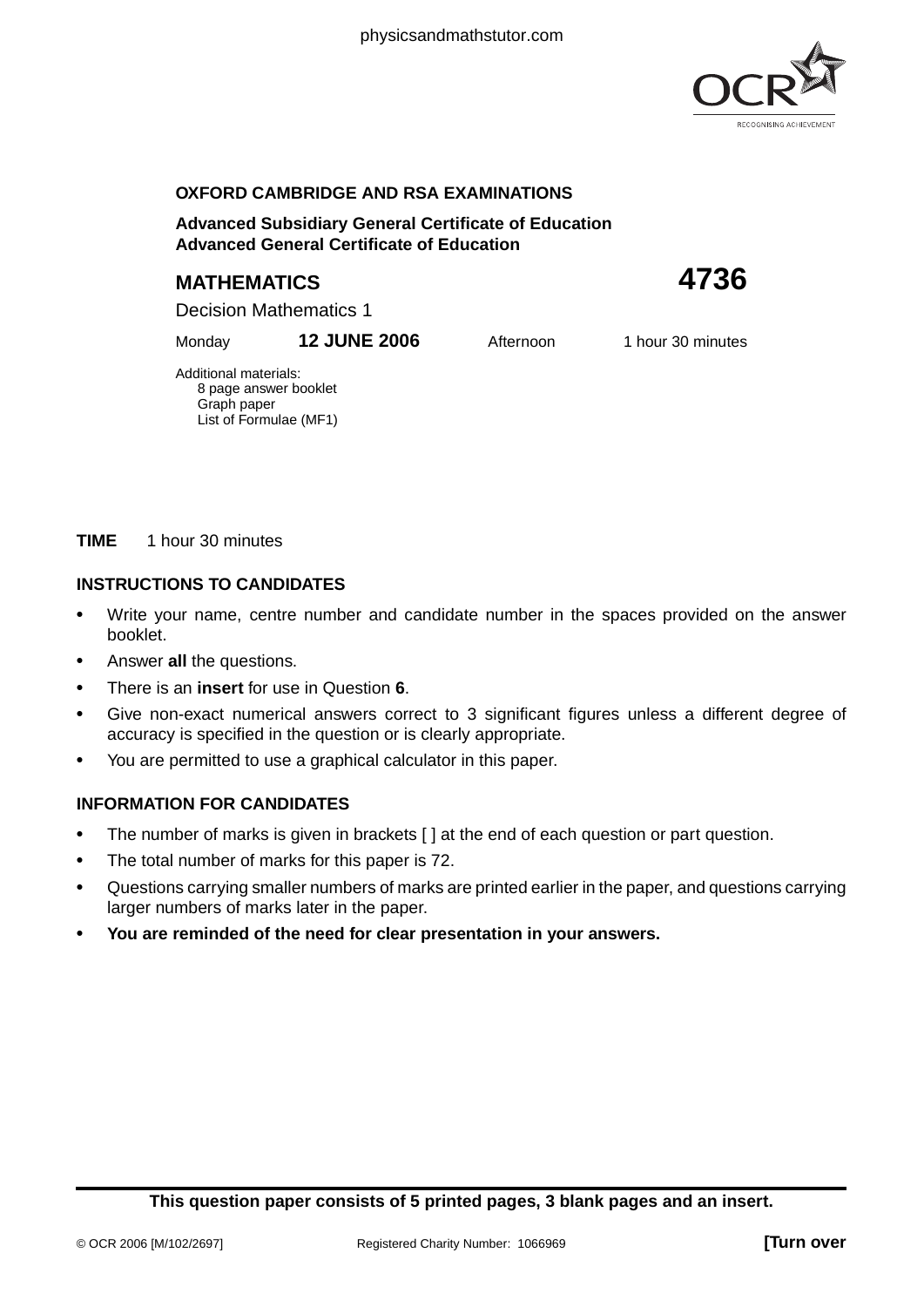**OXFORD CAMBRIDGE AND RSA EXAMINATIONS**

**Advanced Subsidiary General Certificate of Education**
**Advanced General Certificate of Education**

# MATHEMATICS 4736

Decision Mathematics 1

Monday **12 JUNE 2006** Afternoon 1 hour 30 minutes

Additional materials:
8 page answer booklet
Graph paper
List of Formulae (MF1)

**TIME** 1 hour 30 minutes

## INSTRUCTIONS TO CANDIDATES

- Write your name, centre number and candidate number in the spaces provided on the answer booklet.
- Answer **all** the questions.
- There is an **insert** for use in Question **6**.
- Give non-exact numerical answers correct to 3 significant figures unless a different degree of accuracy is specified in the question or is clearly appropriate.
- You are permitted to use a graphical calculator in this paper.

## INFORMATION FOR CANDIDATES

- The number of marks is given in brackets [ ] at the end of each question or part question.
- The total number of marks for this paper is 72.
- Questions carrying smaller numbers of marks are printed earlier in the paper, and questions carrying larger numbers of marks later in the paper.
- **You are reminded of the need for clear presentation in your answers.**

**This question paper consists of 5 printed pages, 3 blank pages and an insert.**

© OCR 2006 [M/102/2697] Registered Charity Number: 1066969 **[Turn over**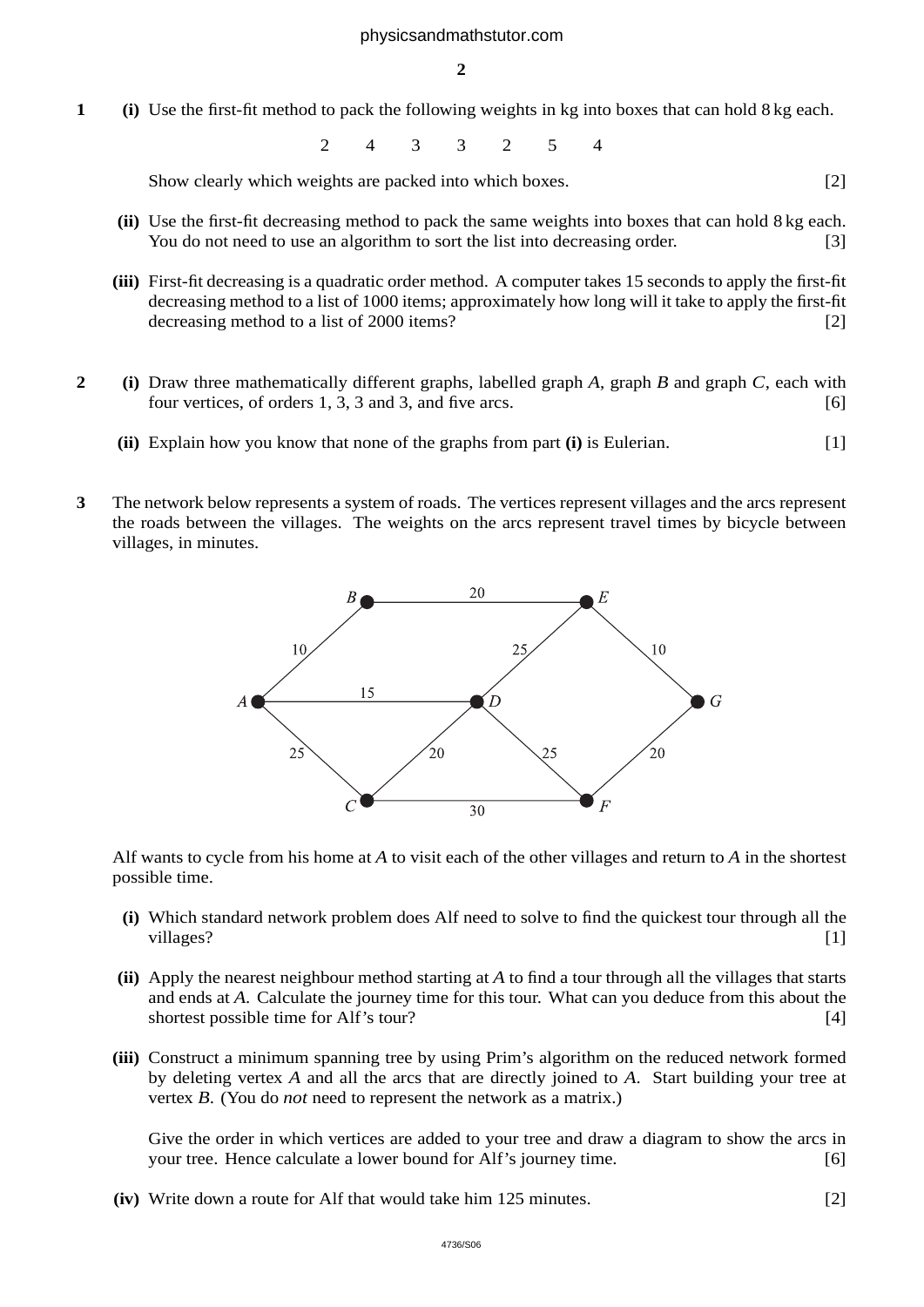**1** **(i)** Use the first-fit method to pack the following weights in kg into boxes that can hold 8 kg each.

2 4 3 3 2 5 4

Show clearly which weights are packed into which boxes. [2]

**(ii)** Use the first-fit decreasing method to pack the same weights into boxes that can hold 8 kg each. You do not need to use an algorithm to sort the list into decreasing order. [3]

**(iii)** First-fit decreasing is a quadratic order method. A computer takes 15 seconds to apply the first-fit decreasing method to a list of 1000 items; approximately how long will it take to apply the first-fit decreasing method to a list of 2000 items? [2]

**2** **(i)** Draw three mathematically different graphs, labelled graph $A$, graph $B$ and graph $C$, each with four vertices, of orders 1, 3, 3 and 3, and five arcs. [6]

**(ii)** Explain how you know that none of the graphs from part **(i)** is Eulerian. [1]

**3** The network below represents a system of roads. The vertices represent villages and the arcs represent the roads between the villages. The weights on the arcs represent travel times by bicycle between villages, in minutes.

B
E
A
D
G
C
F
20
10
25
10
15
25
20
25
20
30

Alf wants to cycle from his home at $A$ to visit each of the other villages and return to $A$ in the shortest possible time.

**(i)** Which standard network problem does Alf need to solve to find the quickest tour through all the villages? [1]

**(ii)** Apply the nearest neighbour method starting at $A$ to find a tour through all the villages that starts and ends at $A$. Calculate the journey time for this tour. What can you deduce from this about the shortest possible time for Alf's tour? [4]

**(iii)** Construct a minimum spanning tree by using Prim's algorithm on the reduced network formed by deleting vertex $A$ and all the arcs that are directly joined to $A$. Start building your tree at vertex $B$. (You do *not* need to represent the network as a matrix.)

Give the order in which vertices are added to your tree and draw a diagram to show the arcs in your tree. Hence calculate a lower bound for Alf's journey time. [6]

**(iv)** Write down a route for Alf that would take him 125 minutes. [2]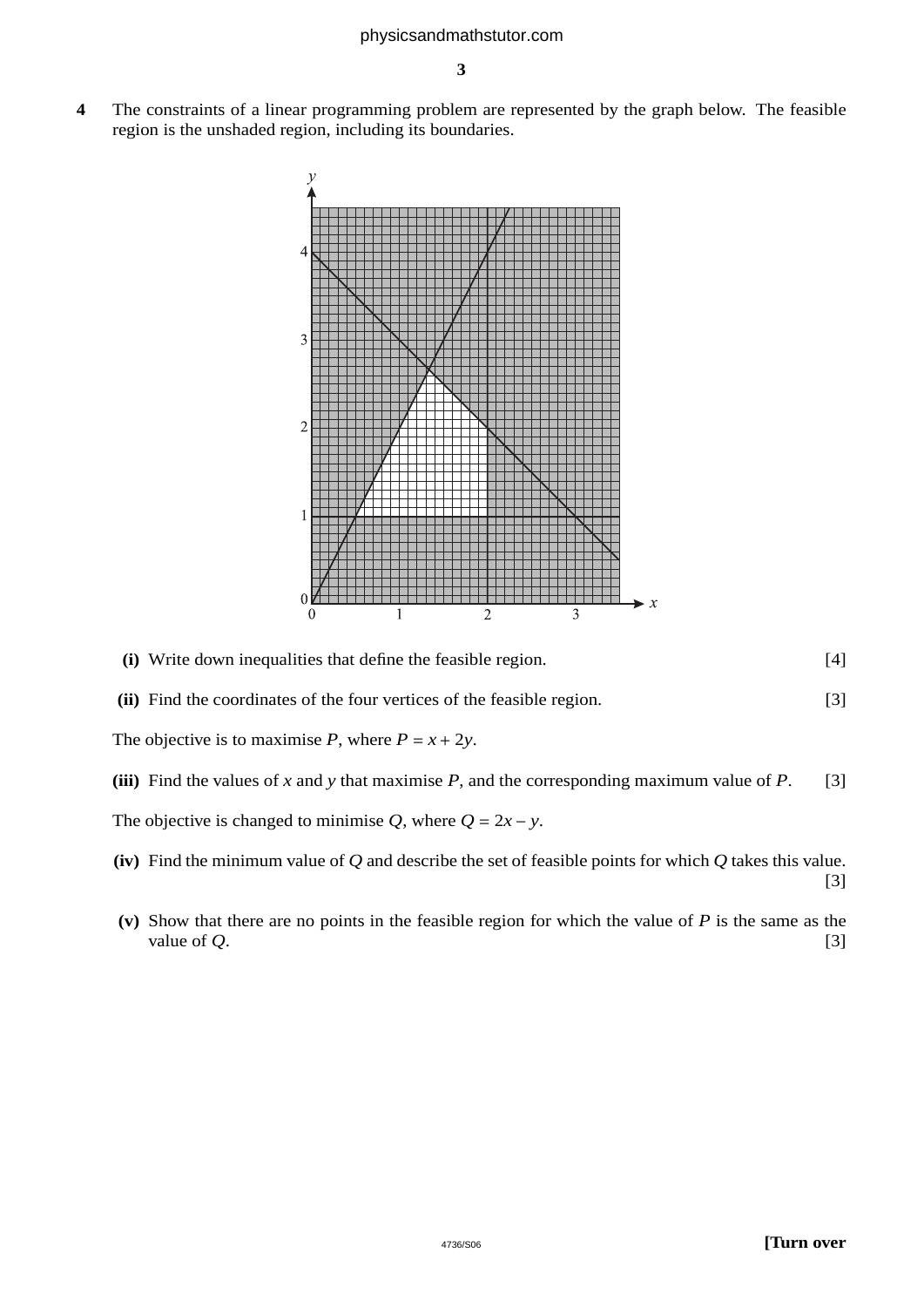**4** The constraints of a linear programming problem are represented by the graph below. The feasible region is the unshaded region, including its boundaries.

y

4

3

2

1

0

0 1 2 3 x

**(i)** Write down inequalities that define the feasible region. [4]

**(ii)** Find the coordinates of the four vertices of the feasible region. [3]

The objective is to maximise $P$, where $P = x + 2y$.

**(iii)** Find the values of $x$ and $y$ that maximise $P$, and the corresponding maximum value of $P$. [3]

The objective is changed to minimise $Q$, where $Q = 2x - y$.

**(iv)** Find the minimum value of $Q$ and describe the set of feasible points for which $Q$ takes this value. [3]

**(v)** Show that there are no points in the feasible region for which the value of $P$ is the same as the value of $Q$. [3]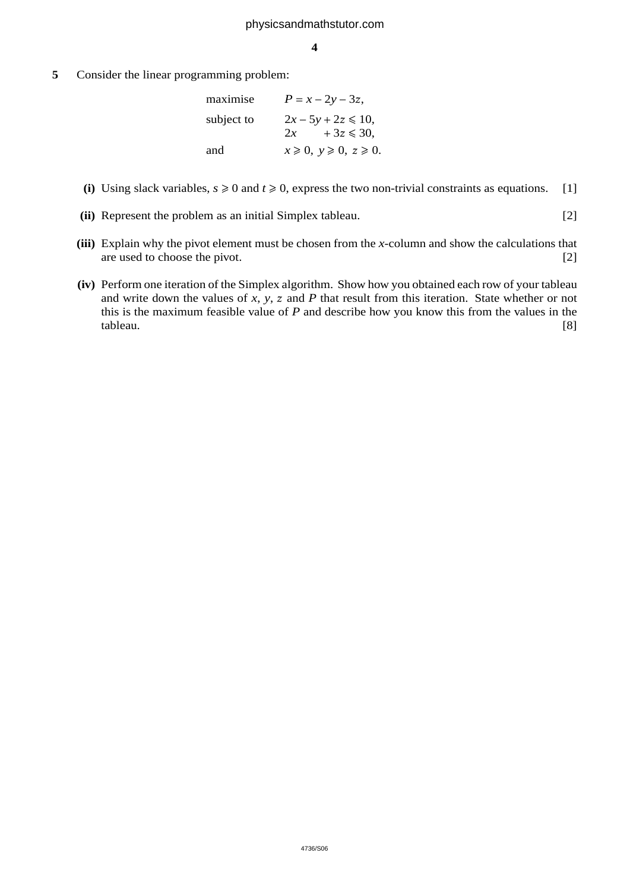**5** Consider the linear programming problem:

$$
\begin{array}{ll}
\text{maximise} & P = x - 2y - 3z, \\
\text{subject to} & 2x - 5y + 2z \leqslant 10, \\
 & 2x \qquad + 3z \leqslant 30, \\
\text{and} & x \geqslant 0,\ y \geqslant 0,\ z \geqslant 0.
\end{array}
$$

**(i)** Using slack variables, $s \geqslant 0$ and $t \geqslant 0$, express the two non-trivial constraints as equations. [1]

**(ii)** Represent the problem as an initial Simplex tableau. [2]

**(iii)** Explain why the pivot element must be chosen from the $x$-column and show the calculations that are used to choose the pivot. [2]

**(iv)** Perform one iteration of the Simplex algorithm. Show how you obtained each row of your tableau and write down the values of $x$, $y$, $z$ and $P$ that result from this iteration. State whether or not this is the maximum feasible value of $P$ and describe how you know this from the values in the tableau. [8]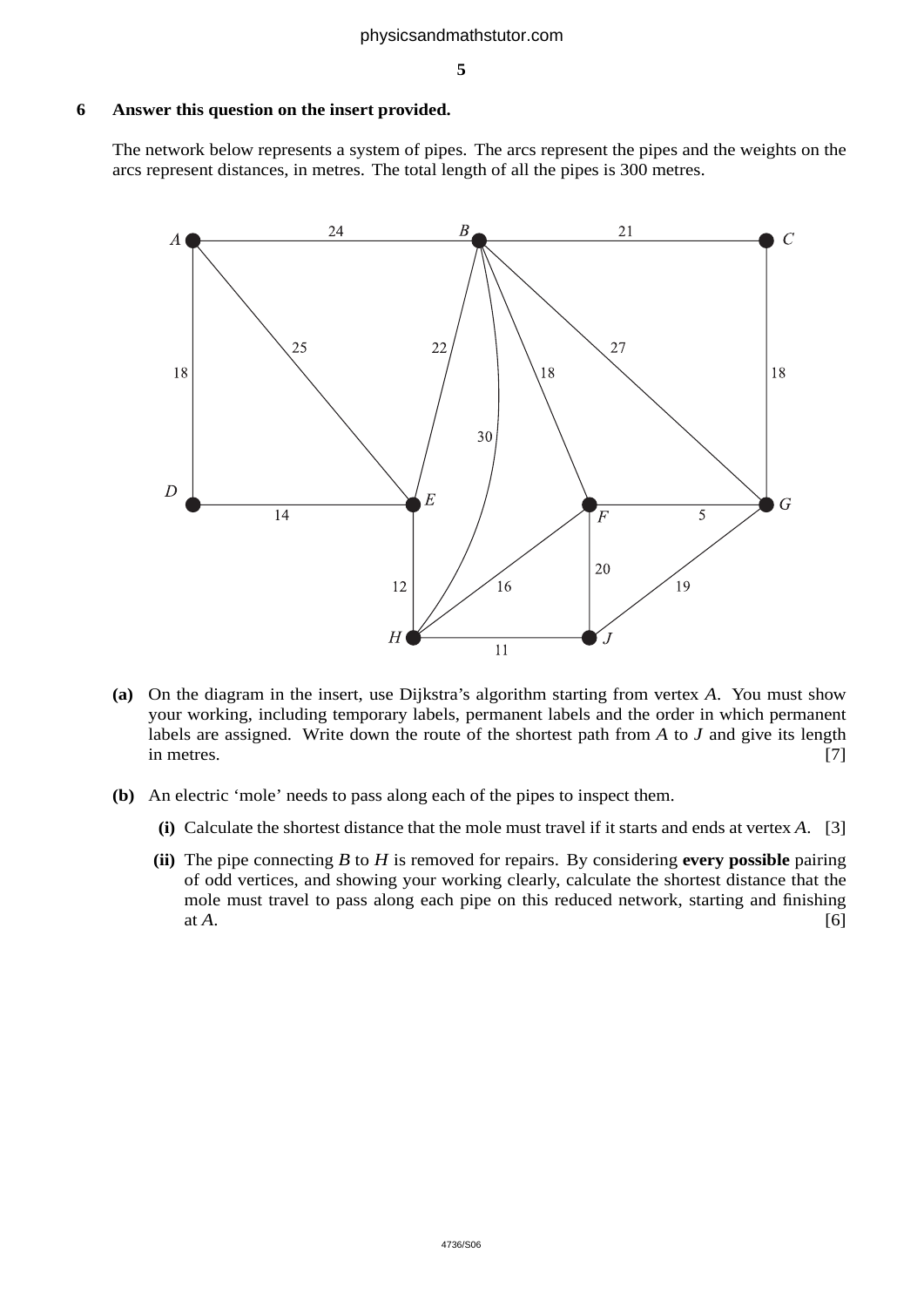**6** **Answer this question on the insert provided.**

The network below represents a system of pipes. The arcs represent the pipes and the weights on the arcs represent distances, in metres. The total length of all the pipes is 300 metres.

A
24
B
21
C
25
22
27
18
18
18
30
D
E
F
G
14
5
20
12
16
19
H
J
11

**(a)** On the diagram in the insert, use Dijkstra's algorithm starting from vertex $A$. You must show your working, including temporary labels, permanent labels and the order in which permanent labels are assigned. Write down the route of the shortest path from $A$ to $J$ and give its length in metres. [7]

**(b)** An electric 'mole' needs to pass along each of the pipes to inspect them.

**(i)** Calculate the shortest distance that the mole must travel if it starts and ends at vertex $A$. [3]

**(ii)** The pipe connecting $B$ to $H$ is removed for repairs. By considering **every possible** pairing of odd vertices, and showing your working clearly, calculate the shortest distance that the mole must travel to pass along each pipe on this reduced network, starting and finishing at $A$. [6]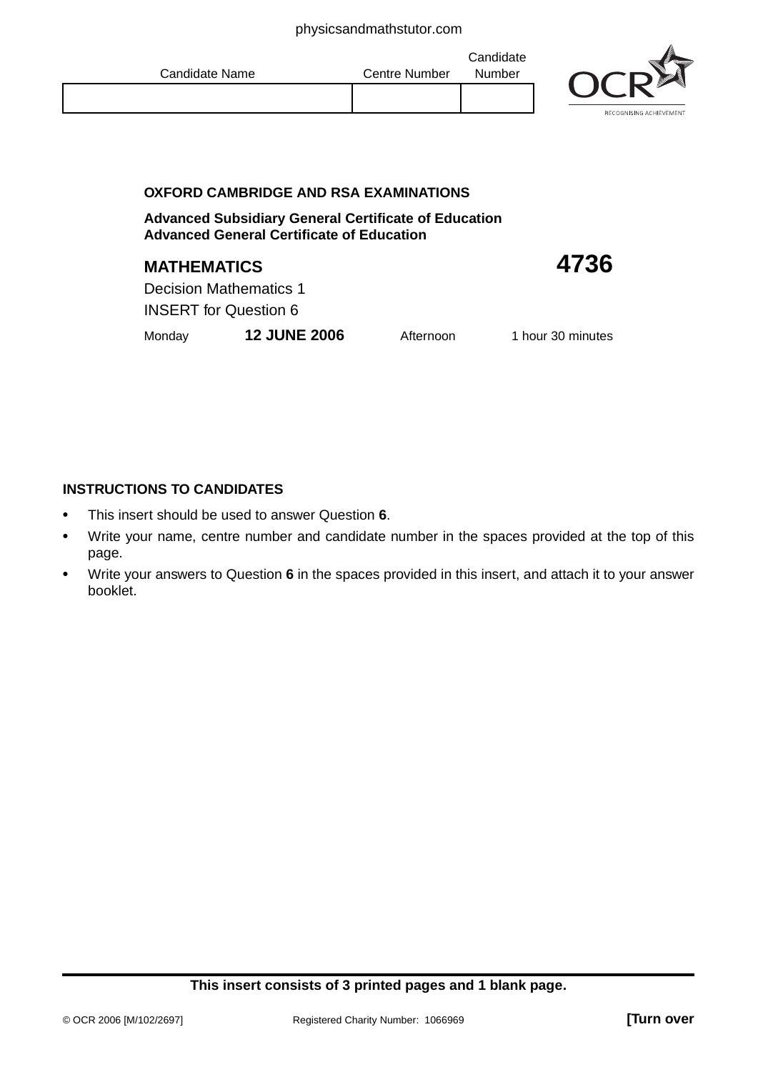| Candidate Name | Centre Number | Candidate Number |
|---|---|---|
| | | |

**OXFORD CAMBRIDGE AND RSA EXAMINATIONS**

**Advanced Subsidiary General Certificate of Education**
**Advanced General Certificate of Education**

# MATHEMATICS 4736

Decision Mathematics 1

INSERT for Question 6

Monday **12 JUNE 2006** Afternoon 1 hour 30 minutes

**INSTRUCTIONS TO CANDIDATES**

- This insert should be used to answer Question **6**.
- Write your name, centre number and candidate number in the spaces provided at the top of this page.
- Write your answers to Question **6** in the spaces provided in this insert, and attach it to your answer booklet.

**This insert consists of 3 printed pages and 1 blank page.**

© OCR 2006 [M/102/2697] Registered Charity Number: 1066969 **[Turn over**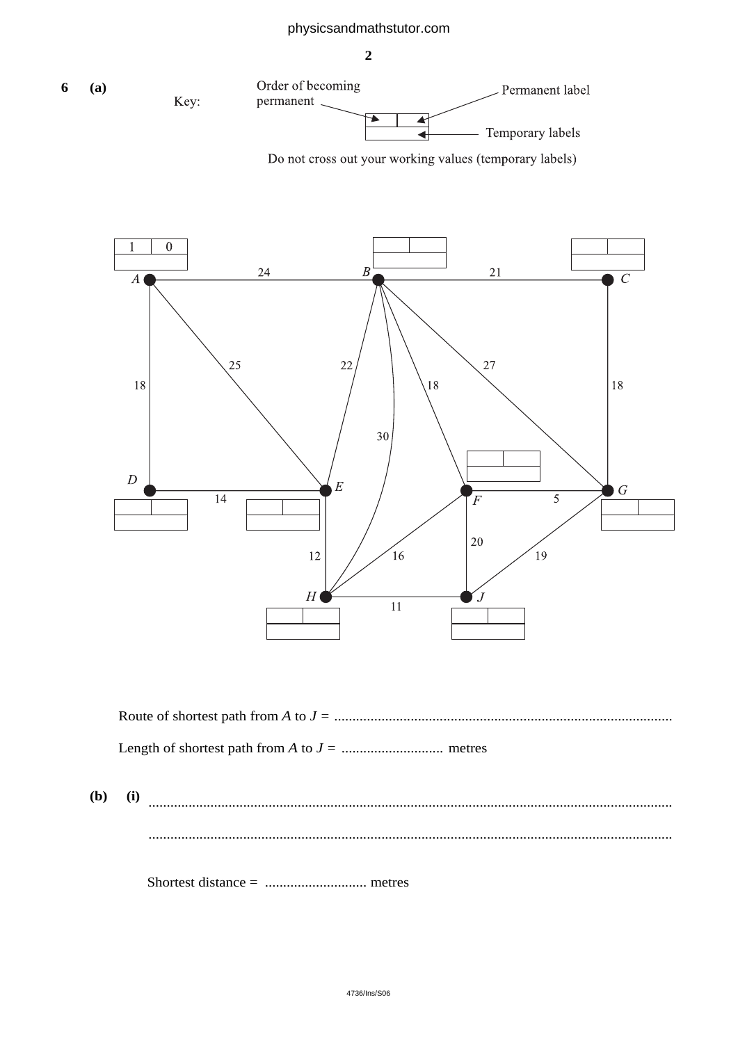**6 (a)**

Key:

Order of becoming permanent → | | | ← Permanent label

Temporary labels

Do not cross out your working values (temporary labels)

A: 1 | 0

24
B
21
C
25
22
18
27
18
18
30
D
E
F
G
14
5
12
16
20
19
H
J
11

Route of shortest path from $A$ to $J$ = ..........................................................................................

Length of shortest path from $A$ to $J$ = ............................ metres

**(b) (i)** ..........................................................................................................................................

..........................................................................................................................................

Shortest distance = ............................ metres

4736/Ins/S06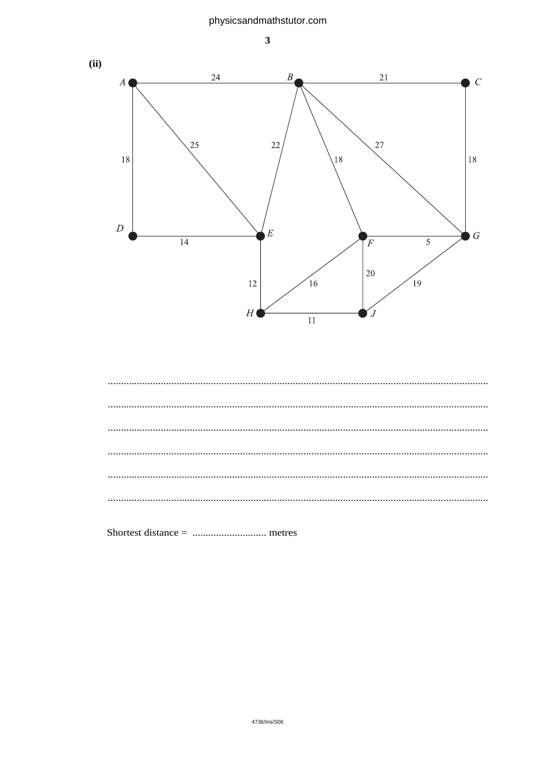**(ii)**

A B 24
B C 21
A D 18
A E 25
B E 22
B F 18
B G 27
C G 18
D E 14
F G 5
E H 12
F H 16
F J 20
G J 19
H J 11

.......................................................................................................................................

.......................................................................................................................................

.......................................................................................................................................

.......................................................................................................................................

.......................................................................................................................................

.......................................................................................................................................

Shortest distance = ............................ metres